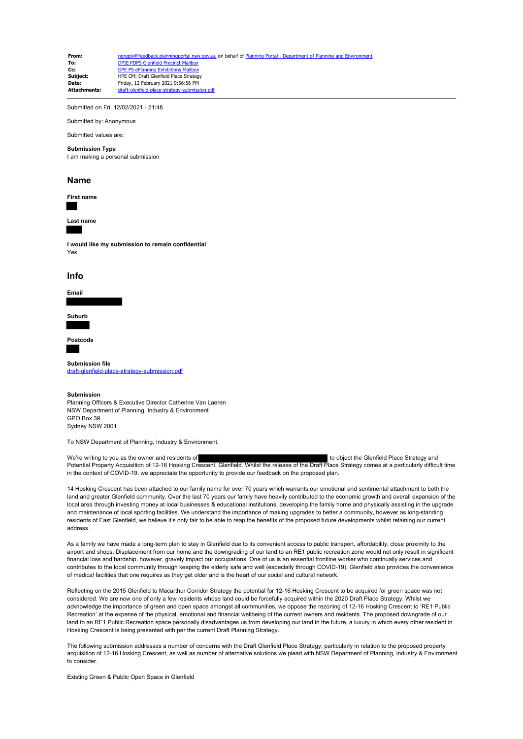| | |
|---|---|
| **From:** | noreply@feedback.planningportal.nsw.gov.au on behalf of Planning Portal - Department of Planning and Environment |
| **To:** | DPIE PDPS Glenfield Precinct Mailbox |
| **Cc:** | DPE PS ePlanning Exhibitions Mailbox |
| **Subject:** | HPE CM: Draft Glenfield Place Strategy |
| **Date:** | Friday, 12 February 2021 9:56:56 PM |
| **Attachments:** | draft-glenfield-place-strategy-submission.pdf |

Submitted on Fri, 12/02/2021 - 21:48

Submitted by: Anonymous

Submitted values are:

**Submission Type**
I am making a personal submission

## Name

**First name**

**Last name**

**I would like my submission to remain confidential**
Yes

## Info

**Email**

**Suburb**

**Postcode**

**Submission file**
draft-glenfield-place-strategy-submission.pdf

**Submission**
Planning Officers & Executive Director Catherine Van Laeren
NSW Department of Planning, Industry & Environment
GPO Box 39
Sydney NSW 2001

To NSW Department of Planning, Industry & Environment,

We're writing to you as the owner and residents of [redacted] to object the Glenfield Place Strategy and Potential Property Acquisition of 12-16 Hosking Crescent, Glenfield. Whilst the release of the Draft Place Strategy comes at a particularly difficult time in the context of COVID-19, we appreciate the opportunity to provide our feedback on the proposed plan.

14 Hosking Crescent has been attached to our family name for over 70 years which warrants our emotional and sentimental attachment to both the land and greater Glenfield community. Over the last 70 years our family have heavily contributed to the economic growth and overall expansion of the local area through investing money at local businesses & educational institutions, developing the family home and physically assisting in the upgrade and maintenance of local sporting facilities. We understand the importance of making upgrades to better a community, however as long-standing residents of East Glenfield, we believe it's only fair to be able to reap the benefits of the proposed future developments whilst retaining our current address.

As a family we have made a long-term plan to stay in Glenfield due to its convenient access to public transport, affordability, close proximity to the airport and shops. Displacement from our home and the downgrading of our land to an RE1 public recreation zone would not only result in significant financial loss and hardship, however, gravely impact our occupations. One of us is an essential frontline worker who continually services and contributes to the local community through keeping the elderly safe and well (especially through COVID-19). Glenfield also provides the convenience of medical facilities that one requires as they get older and is the heart of our social and cultural network.

Reflecting on the 2015 Glenfield to Macarthur Corridor Strategy the potential for 12-16 Hosking Crescent to be acquired for green space was not considered. We are now one of only a few residents whose land could be forcefully acquired within the 2020 Draft Place Strategy. Whilst we acknowledge the importance of green and open space amongst all communities, we oppose the rezoning of 12-16 Hosking Crescent to 'RE1 Public Recreation' at the expense of the physical, emotional and financial wellbeing of the current owners and residents. The proposed downgrade of our land to an RE1 Public Recreation space personally disadvantages us from developing our land in the future, a luxury in which every other resident in Hosking Crescent is being presented with per the current Draft Planning Strategy.

The following submission addresses a number of concerns with the Draft Glenfield Place Strategy, particularly in relation to the proposed property acquisition of 12-16 Hosking Crescent, as well as number of alternative solutions we plead with NSW Department of Planning, Industry & Environment to consider.

Existing Green & Public Open Space in Glenfield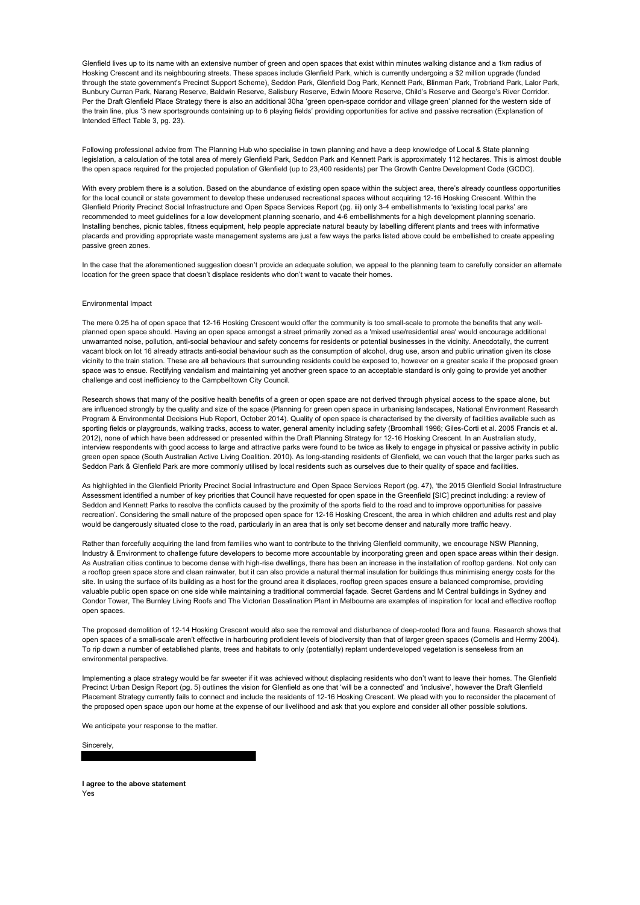Glenfield lives up to its name with an extensive number of green and open spaces that exist within minutes walking distance and a 1km radius of Hosking Crescent and its neighbouring streets. These spaces include Glenfield Park, which is currently undergoing a $2 million upgrade (funded through the state government's Precinct Support Scheme), Seddon Park, Glenfield Dog Park, Kennett Park, Blinman Park, Trobriand Park, Lalor Park, Bunbury Curran Park, Narang Reserve, Baldwin Reserve, Salisbury Reserve, Edwin Moore Reserve, Child's Reserve and George's River Corridor. Per the Draft Glenfield Place Strategy there is also an additional 30ha 'green open-space corridor and village green' planned for the western side of the train line, plus '3 new sportsgrounds containing up to 6 playing fields' providing opportunities for active and passive recreation (Explanation of Intended Effect Table 3, pg. 23).

Following professional advice from The Planning Hub who specialise in town planning and have a deep knowledge of Local & State planning legislation, a calculation of the total area of merely Glenfield Park, Seddon Park and Kennett Park is approximately 112 hectares. This is almost double the open space required for the projected population of Glenfield (up to 23,400 residents) per The Growth Centre Development Code (GCDC).

With every problem there is a solution. Based on the abundance of existing open space within the subject area, there's already countless opportunities for the local council or state government to develop these underused recreational spaces without acquiring 12-16 Hosking Crescent. Within the Glenfield Priority Precinct Social Infrastructure and Open Space Services Report (pg. iii) only 3-4 embellishments to 'existing local parks' are recommended to meet guidelines for a low development planning scenario, and 4-6 embellishments for a high development planning scenario. Installing benches, picnic tables, fitness equipment, help people appreciate natural beauty by labelling different plants and trees with informative placards and providing appropriate waste management systems are just a few ways the parks listed above could be embellished to create appealing passive green zones.

In the case that the aforementioned suggestion doesn't provide an adequate solution, we appeal to the planning team to carefully consider an alternate location for the green space that doesn't displace residents who don't want to vacate their homes.

Environmental Impact

The mere 0.25 ha of open space that 12-16 Hosking Crescent would offer the community is too small-scale to promote the benefits that any well-planned open space should. Having an open space amongst a street primarily zoned as a 'mixed use/residential area' would encourage additional unwarranted noise, pollution, anti-social behaviour and safety concerns for residents or potential businesses in the vicinity. Anecdotally, the current vacant block on lot 16 already attracts anti-social behaviour such as the consumption of alcohol, drug use, arson and public urination given its close vicinity to the train station. These are all behaviours that surrounding residents could be exposed to, however on a greater scale if the proposed green space was to ensue. Rectifying vandalism and maintaining yet another green space to an acceptable standard is only going to provide yet another challenge and cost inefficiency to the Campbelltown City Council.

Research shows that many of the positive health benefits of a green or open space are not derived through physical access to the space alone, but are influenced strongly by the quality and size of the space (Planning for green open space in urbanising landscapes, National Environment Research Program & Environmental Decisions Hub Report, October 2014). Quality of open space is characterised by the diversity of facilities available such as sporting fields or playgrounds, walking tracks, access to water, general amenity including safety (Broomhall 1996; Giles-Corti et al. 2005 Francis et al. 2012), none of which have been addressed or presented within the Draft Planning Strategy for 12-16 Hosking Crescent. In an Australian study, interview respondents with good access to large and attractive parks were found to be twice as likely to engage in physical or passive activity in public green open space (South Australian Active Living Coalition. 2010). As long-standing residents of Glenfield, we can vouch that the larger parks such as Seddon Park & Glenfield Park are more commonly utilised by local residents such as ourselves due to their quality of space and facilities.

As highlighted in the Glenfield Priority Precinct Social Infrastructure and Open Space Services Report (pg. 47), 'the 2015 Glenfield Social Infrastructure Assessment identified a number of key priorities that Council have requested for open space in the Greenfield [SIC] precinct including: a review of Seddon and Kennett Parks to resolve the conflicts caused by the proximity of the sports field to the road and to improve opportunities for passive recreation'. Considering the small nature of the proposed open space for 12-16 Hosking Crescent, the area in which children and adults rest and play would be dangerously situated close to the road, particularly in an area that is only set become denser and naturally more traffic heavy.

Rather than forcefully acquiring the land from families who want to contribute to the thriving Glenfield community, we encourage NSW Planning, Industry & Environment to challenge future developers to become more accountable by incorporating green and open space areas within their design. As Australian cities continue to become dense with high-rise dwellings, there has been an increase in the installation of rooftop gardens. Not only can a rooftop green space store and clean rainwater, but it can also provide a natural thermal insulation for buildings thus minimising energy costs for the site. In using the surface of its building as a host for the ground area it displaces, rooftop green spaces ensure a balanced compromise, providing valuable public open space on one side while maintaining a traditional commercial façade. Secret Gardens and M Central buildings in Sydney and Condor Tower, The Burnley Living Roofs and The Victorian Desalination Plant in Melbourne are examples of inspiration for local and effective rooftop open spaces.

The proposed demolition of 12-14 Hosking Crescent would also see the removal and disturbance of deep-rooted flora and fauna. Research shows that open spaces of a small-scale aren't effective in harbouring proficient levels of biodiversity than that of larger green spaces (Cornelis and Hermy 2004). To rip down a number of established plants, trees and habitats to only (potentially) replant underdeveloped vegetation is senseless from an environmental perspective.

Implementing a place strategy would be far sweeter if it was achieved without displacing residents who don't want to leave their homes. The Glenfield Precinct Urban Design Report (pg. 5) outlines the vision for Glenfield as one that 'will be a connected' and 'inclusive', however the Draft Glenfield Placement Strategy currently fails to connect and include the residents of 12-16 Hosking Crescent. We plead with you to reconsider the placement of the proposed open space upon our home at the expense of our livelihood and ask that you explore and consider all other possible solutions.

We anticipate your response to the matter.

Sincerely,

**I agree to the above statement**
Yes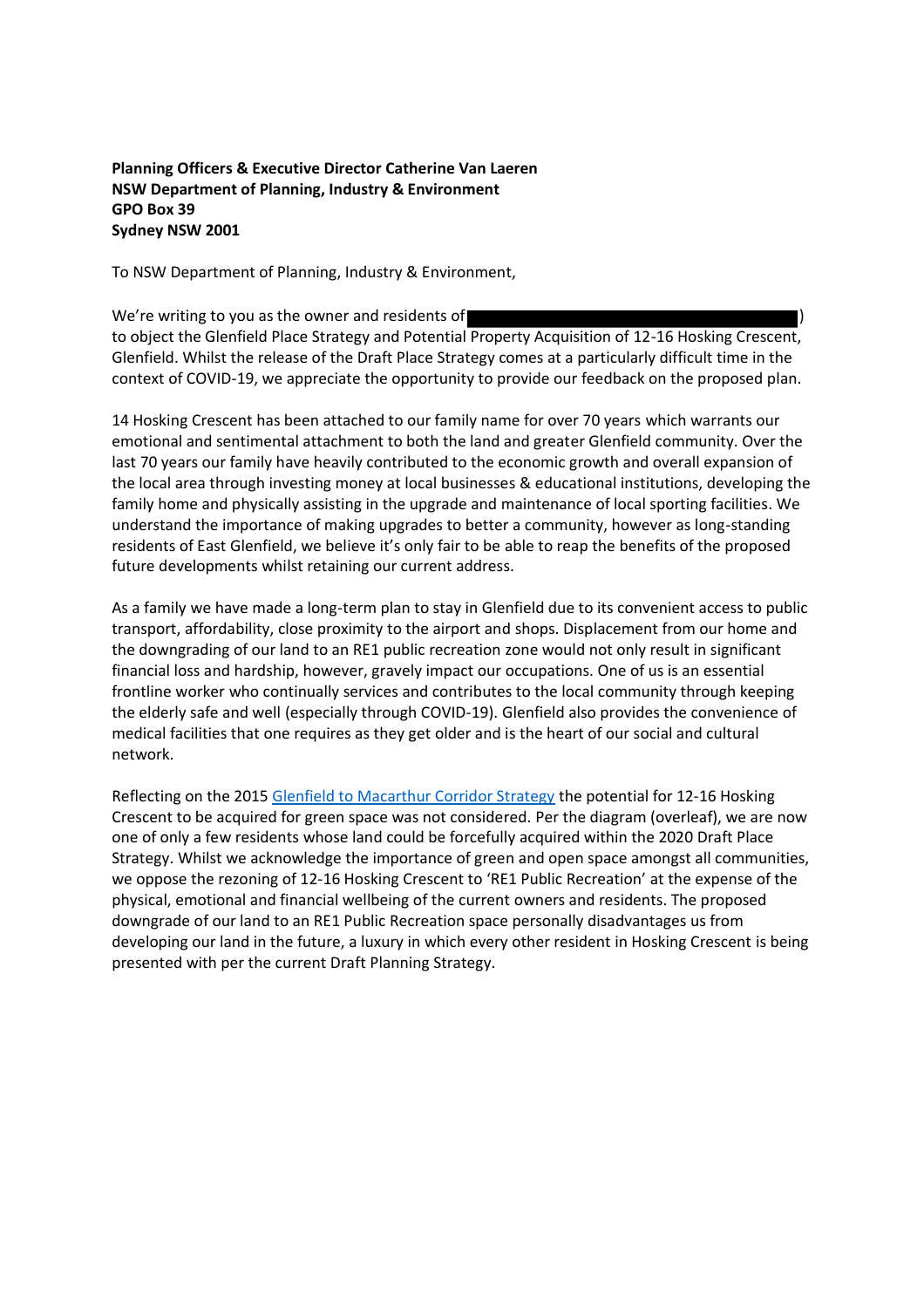**Planning Officers & Executive Director Catherine Van Laeren**
**NSW Department of Planning, Industry & Environment**
**GPO Box 39**
**Sydney NSW 2001**

To NSW Department of Planning, Industry & Environment,

We're writing to you as the owner and residents of ) to object the Glenfield Place Strategy and Potential Property Acquisition of 12-16 Hosking Crescent, Glenfield. Whilst the release of the Draft Place Strategy comes at a particularly difficult time in the context of COVID-19, we appreciate the opportunity to provide our feedback on the proposed plan.

14 Hosking Crescent has been attached to our family name for over 70 years which warrants our emotional and sentimental attachment to both the land and greater Glenfield community. Over the last 70 years our family have heavily contributed to the economic growth and overall expansion of the local area through investing money at local businesses & educational institutions, developing the family home and physically assisting in the upgrade and maintenance of local sporting facilities. We understand the importance of making upgrades to better a community, however as long-standing residents of East Glenfield, we believe it's only fair to be able to reap the benefits of the proposed future developments whilst retaining our current address.

As a family we have made a long-term plan to stay in Glenfield due to its convenient access to public transport, affordability, close proximity to the airport and shops. Displacement from our home and the downgrading of our land to an RE1 public recreation zone would not only result in significant financial loss and hardship, however, gravely impact our occupations. One of us is an essential frontline worker who continually services and contributes to the local community through keeping the elderly safe and well (especially through COVID-19). Glenfield also provides the convenience of medical facilities that one requires as they get older and is the heart of our social and cultural network.

Reflecting on the 2015 Glenfield to Macarthur Corridor Strategy the potential for 12-16 Hosking Crescent to be acquired for green space was not considered. Per the diagram (overleaf), we are now one of only a few residents whose land could be forcefully acquired within the 2020 Draft Place Strategy. Whilst we acknowledge the importance of green and open space amongst all communities, we oppose the rezoning of 12-16 Hosking Crescent to 'RE1 Public Recreation' at the expense of the physical, emotional and financial wellbeing of the current owners and residents. The proposed downgrade of our land to an RE1 Public Recreation space personally disadvantages us from developing our land in the future, a luxury in which every other resident in Hosking Crescent is being presented with per the current Draft Planning Strategy.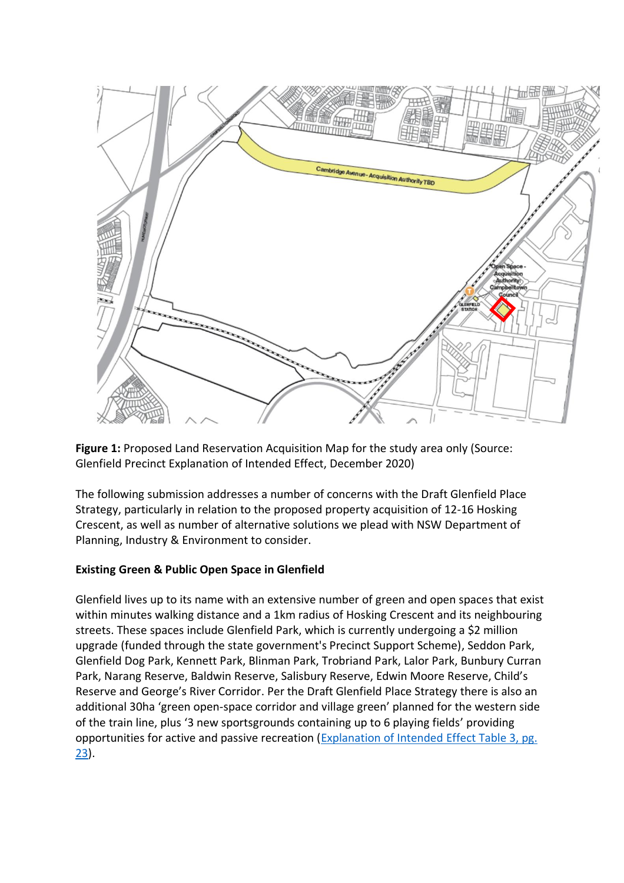**Figure 1:** Proposed Land Reservation Acquisition Map for the study area only (Source: Glenfield Precinct Explanation of Intended Effect, December 2020)

The following submission addresses a number of concerns with the Draft Glenfield Place Strategy, particularly in relation to the proposed property acquisition of 12-16 Hosking Crescent, as well as number of alternative solutions we plead with NSW Department of Planning, Industry & Environment to consider.

**Existing Green & Public Open Space in Glenfield**

Glenfield lives up to its name with an extensive number of green and open spaces that exist within minutes walking distance and a 1km radius of Hosking Crescent and its neighbouring streets. These spaces include Glenfield Park, which is currently undergoing a $2 million upgrade (funded through the state government's Precinct Support Scheme), Seddon Park, Glenfield Dog Park, Kennett Park, Blinman Park, Trobriand Park, Lalor Park, Bunbury Curran Park, Narang Reserve, Baldwin Reserve, Salisbury Reserve, Edwin Moore Reserve, Child's Reserve and George's River Corridor. Per the Draft Glenfield Place Strategy there is also an additional 30ha 'green open-space corridor and village green' planned for the western side of the train line, plus '3 new sportsgrounds containing up to 6 playing fields' providing opportunities for active and passive recreation ([Explanation of Intended Effect Table 3, pg. 23]).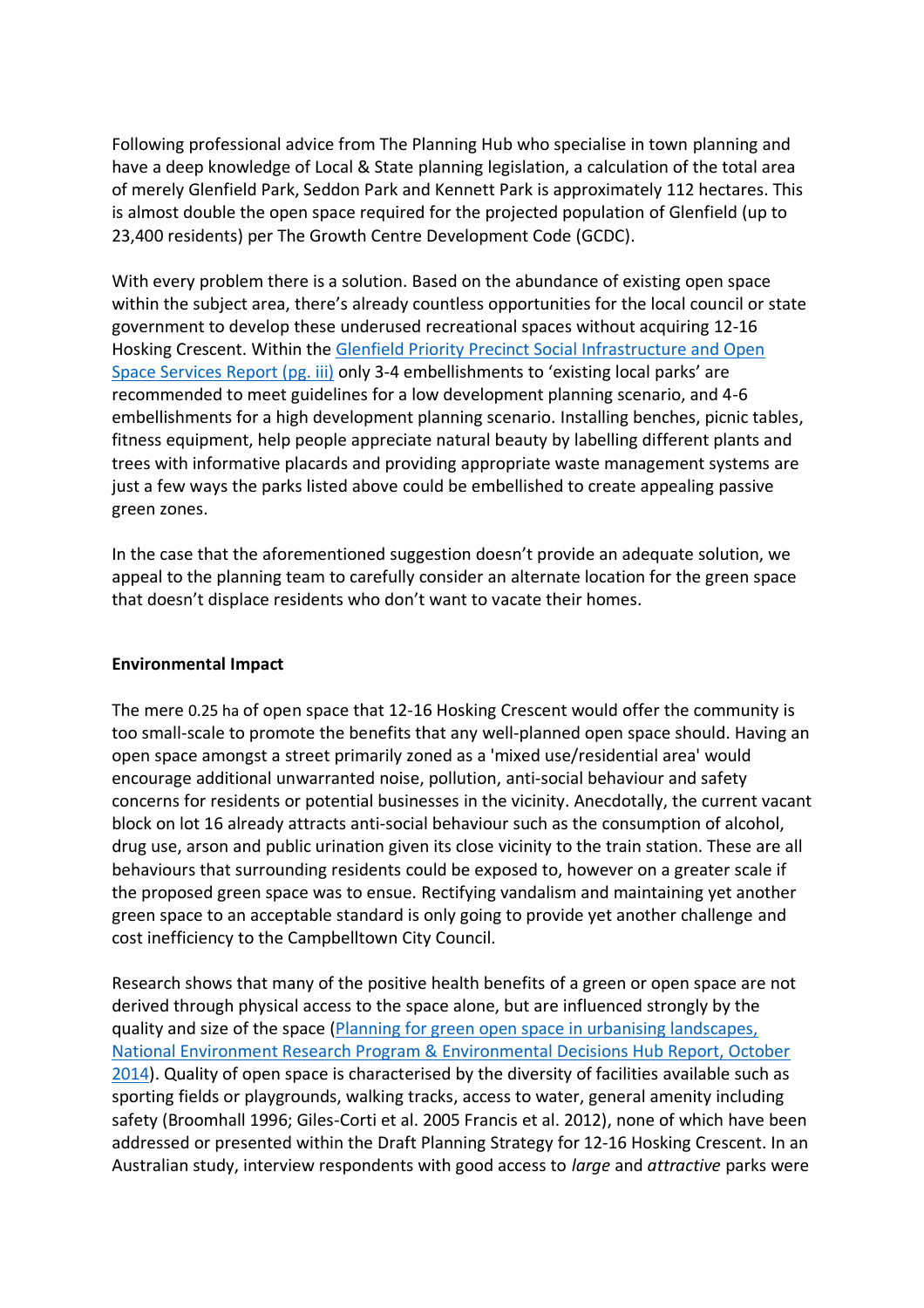Following professional advice from The Planning Hub who specialise in town planning and have a deep knowledge of Local & State planning legislation, a calculation of the total area of merely Glenfield Park, Seddon Park and Kennett Park is approximately 112 hectares. This is almost double the open space required for the projected population of Glenfield (up to 23,400 residents) per The Growth Centre Development Code (GCDC).

With every problem there is a solution. Based on the abundance of existing open space within the subject area, there's already countless opportunities for the local council or state government to develop these underused recreational spaces without acquiring 12-16 Hosking Crescent. Within the Glenfield Priority Precinct Social Infrastructure and Open Space Services Report (pg. iii) only 3-4 embellishments to 'existing local parks' are recommended to meet guidelines for a low development planning scenario, and 4-6 embellishments for a high development planning scenario. Installing benches, picnic tables, fitness equipment, help people appreciate natural beauty by labelling different plants and trees with informative placards and providing appropriate waste management systems are just a few ways the parks listed above could be embellished to create appealing passive green zones.

In the case that the aforementioned suggestion doesn't provide an adequate solution, we appeal to the planning team to carefully consider an alternate location for the green space that doesn't displace residents who don't want to vacate their homes.

**Environmental Impact**

The mere 0.25 ha of open space that 12-16 Hosking Crescent would offer the community is too small-scale to promote the benefits that any well-planned open space should. Having an open space amongst a street primarily zoned as a 'mixed use/residential area' would encourage additional unwarranted noise, pollution, anti-social behaviour and safety concerns for residents or potential businesses in the vicinity. Anecdotally, the current vacant block on lot 16 already attracts anti-social behaviour such as the consumption of alcohol, drug use, arson and public urination given its close vicinity to the train station. These are all behaviours that surrounding residents could be exposed to, however on a greater scale if the proposed green space was to ensue. Rectifying vandalism and maintaining yet another green space to an acceptable standard is only going to provide yet another challenge and cost inefficiency to the Campbelltown City Council.

Research shows that many of the positive health benefits of a green or open space are not derived through physical access to the space alone, but are influenced strongly by the quality and size of the space (Planning for green open space in urbanising landscapes, National Environment Research Program & Environmental Decisions Hub Report, October 2014). Quality of open space is characterised by the diversity of facilities available such as sporting fields or playgrounds, walking tracks, access to water, general amenity including safety (Broomhall 1996; Giles-Corti et al. 2005 Francis et al. 2012), none of which have been addressed or presented within the Draft Planning Strategy for 12-16 Hosking Crescent. In an Australian study, interview respondents with good access to *large* and *attractive* parks were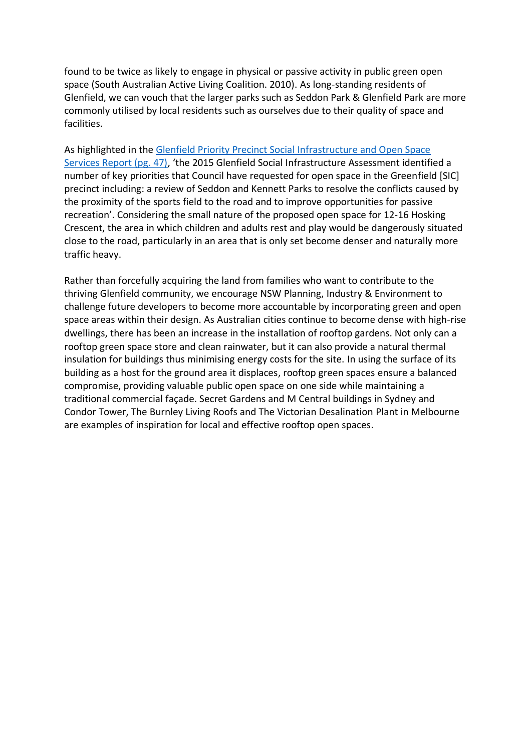found to be twice as likely to engage in physical or passive activity in public green open space (South Australian Active Living Coalition. 2010). As long-standing residents of Glenfield, we can vouch that the larger parks such as Seddon Park & Glenfield Park are more commonly utilised by local residents such as ourselves due to their quality of space and facilities.

As highlighted in the Glenfield Priority Precinct Social Infrastructure and Open Space Services Report (pg. 47), 'the 2015 Glenfield Social Infrastructure Assessment identified a number of key priorities that Council have requested for open space in the Greenfield [SIC] precinct including: a review of Seddon and Kennett Parks to resolve the conflicts caused by the proximity of the sports field to the road and to improve opportunities for passive recreation'. Considering the small nature of the proposed open space for 12-16 Hosking Crescent, the area in which children and adults rest and play would be dangerously situated close to the road, particularly in an area that is only set become denser and naturally more traffic heavy.

Rather than forcefully acquiring the land from families who want to contribute to the thriving Glenfield community, we encourage NSW Planning, Industry & Environment to challenge future developers to become more accountable by incorporating green and open space areas within their design. As Australian cities continue to become dense with high-rise dwellings, there has been an increase in the installation of rooftop gardens. Not only can a rooftop green space store and clean rainwater, but it can also provide a natural thermal insulation for buildings thus minimising energy costs for the site. In using the surface of its building as a host for the ground area it displaces, rooftop green spaces ensure a balanced compromise, providing valuable public open space on one side while maintaining a traditional commercial façade. Secret Gardens and M Central buildings in Sydney and Condor Tower, The Burnley Living Roofs and The Victorian Desalination Plant in Melbourne are examples of inspiration for local and effective rooftop open spaces.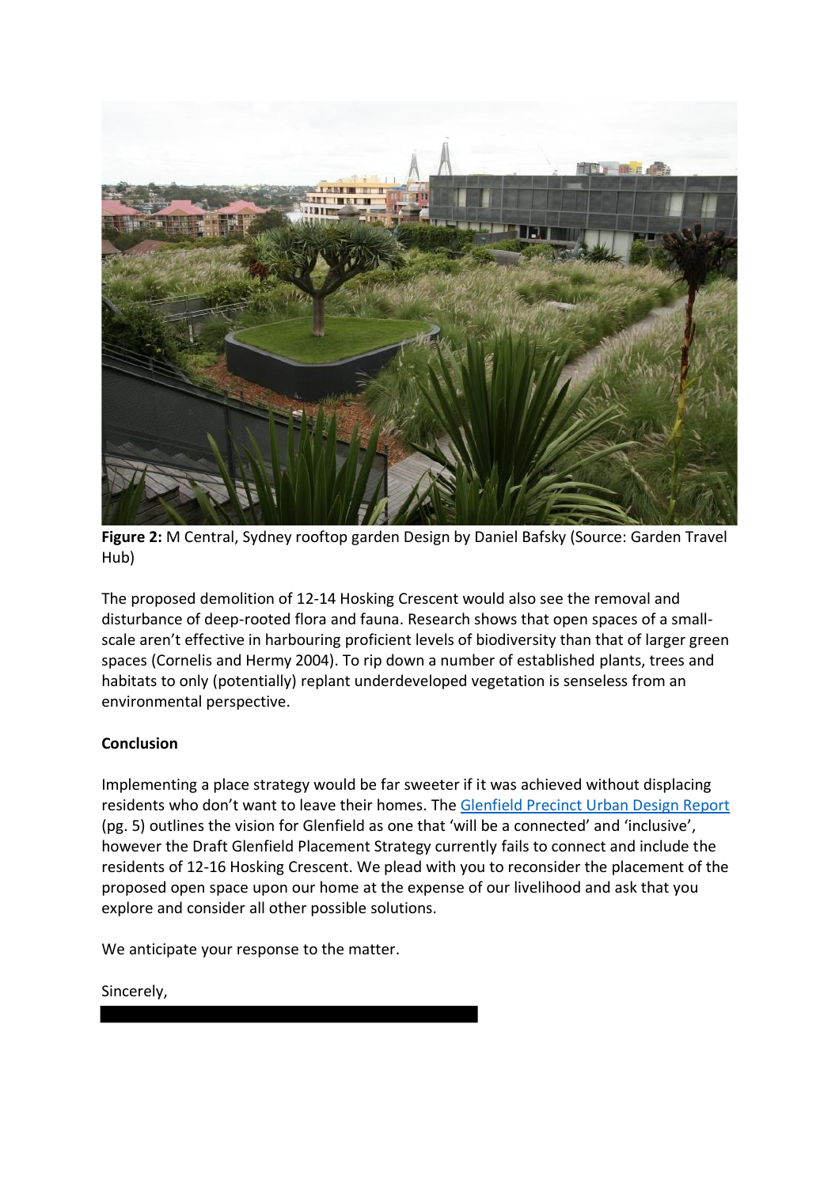**Figure 2:** M Central, Sydney rooftop garden Design by Daniel Bafsky (Source: Garden Travel Hub)

The proposed demolition of 12-14 Hosking Crescent would also see the removal and disturbance of deep-rooted flora and fauna. Research shows that open spaces of a small-scale aren't effective in harbouring proficient levels of biodiversity than that of larger green spaces (Cornelis and Hermy 2004). To rip down a number of established plants, trees and habitats to only (potentially) replant underdeveloped vegetation is senseless from an environmental perspective.

**Conclusion**

Implementing a place strategy would be far sweeter if it was achieved without displacing residents who don't want to leave their homes. The Glenfield Precinct Urban Design Report (pg. 5) outlines the vision for Glenfield as one that 'will be a connected' and 'inclusive', however the Draft Glenfield Placement Strategy currently fails to connect and include the residents of 12-16 Hosking Crescent. We plead with you to reconsider the placement of the proposed open space upon our home at the expense of our livelihood and ask that you explore and consider all other possible solutions.

We anticipate your response to the matter.

Sincerely,